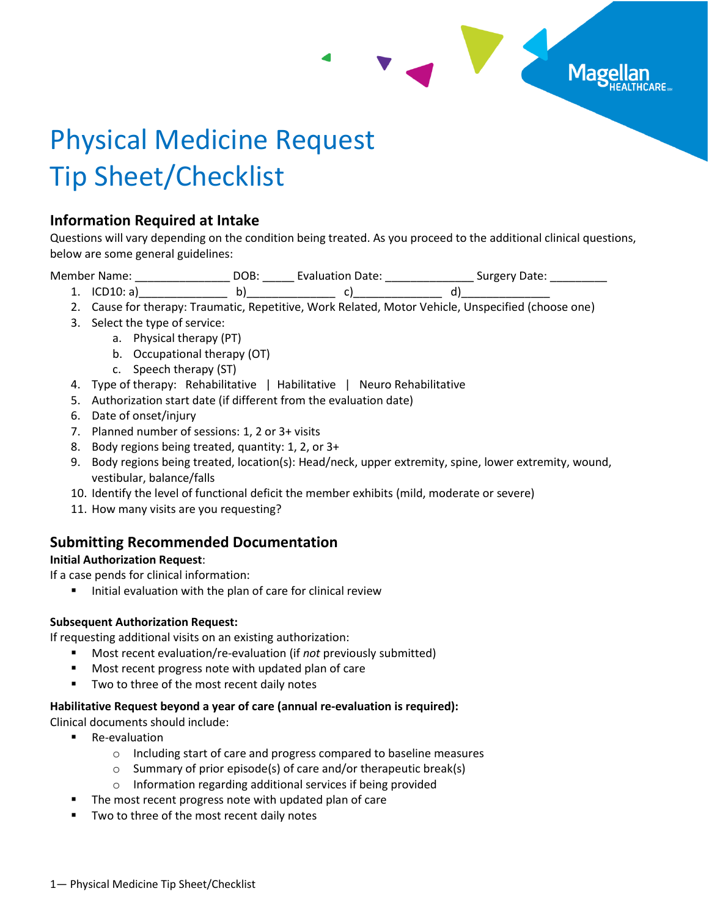# Physical Medicine Request Tip Sheet/Checklist

## Information Required at Intake

Questions will vary depending on the condition being treated. As you proceed to the additional clinical questions, below are some general guidelines:

Member Name: _______________ DOB: _____ Evaluation Date: ______________ Surgery Date: _________

1. ICD10: a)______________ b)______________ c)______________ d)______________
2. Cause for therapy: Traumatic, Repetitive, Work Related, Motor Vehicle, Unspecified (choose one)
3. Select the type of service:
   a. Physical therapy (PT)
   b. Occupational therapy (OT)
   c. Speech therapy (ST)
4. Type of therapy: Rehabilitative | Habilitative | Neuro Rehabilitative
5. Authorization start date (if different from the evaluation date)
6. Date of onset/injury
7. Planned number of sessions: 1, 2 or 3+ visits
8. Body regions being treated, quantity: 1, 2, or 3+
9. Body regions being treated, location(s): Head/neck, upper extremity, spine, lower extremity, wound, vestibular, balance/falls
10. Identify the level of functional deficit the member exhibits (mild, moderate or severe)
11. How many visits are you requesting?

## Submitting Recommended Documentation

**Initial Authorization Request**:

If a case pends for clinical information:

- Initial evaluation with the plan of care for clinical review

**Subsequent Authorization Request:**

If requesting additional visits on an existing authorization:

- Most recent evaluation/re-evaluation (if *not* previously submitted)
- Most recent progress note with updated plan of care
- Two to three of the most recent daily notes

**Habilitative Request beyond a year of care (annual re-evaluation is required):**

Clinical documents should include:

- Re-evaluation
  - Including start of care and progress compared to baseline measures
  - Summary of prior episode(s) of care and/or therapeutic break(s)
  - Information regarding additional services if being provided
- The most recent progress note with updated plan of care
- Two to three of the most recent daily notes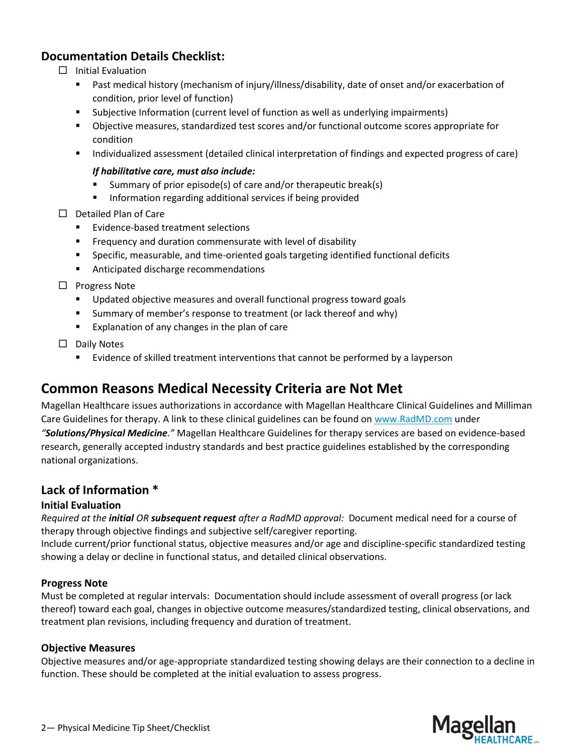### Documentation Details Checklist:

- ☐ Initial Evaluation
  - Past medical history (mechanism of injury/illness/disability, date of onset and/or exacerbation of condition, prior level of function)
  - Subjective Information (current level of function as well as underlying impairments)
  - Objective measures, standardized test scores and/or functional outcome scores appropriate for condition
  - Individualized assessment (detailed clinical interpretation of findings and expected progress of care)

    ***If habilitative care, must also include:***
    - Summary of prior episode(s) of care and/or therapeutic break(s)
    - Information regarding additional services if being provided
- ☐ Detailed Plan of Care
  - Evidence-based treatment selections
  - Frequency and duration commensurate with level of disability
  - Specific, measurable, and time-oriented goals targeting identified functional deficits
  - Anticipated discharge recommendations
- ☐ Progress Note
  - Updated objective measures and overall functional progress toward goals
  - Summary of member's response to treatment (or lack thereof and why)
  - Explanation of any changes in the plan of care
- ☐ Daily Notes
  - Evidence of skilled treatment interventions that cannot be performed by a layperson

## Common Reasons Medical Necessity Criteria are Not Met

Magellan Healthcare issues authorizations in accordance with Magellan Healthcare Clinical Guidelines and Milliman Care Guidelines for therapy. A link to these clinical guidelines can be found on [www.RadMD.com](www.RadMD.com) under *"**Solutions/Physical Medicine**."* Magellan Healthcare Guidelines for therapy services are based on evidence-based research, generally accepted industry standards and best practice guidelines established by the corresponding national organizations.

### Lack of Information *

#### Initial Evaluation

*Required at the **initial** OR **subsequent request** after a RadMD approval:* Document medical need for a course of therapy through objective findings and subjective self/caregiver reporting.
Include current/prior functional status, objective measures and/or age and discipline-specific standardized testing showing a delay or decline in functional status, and detailed clinical observations.

#### Progress Note

Must be completed at regular intervals: Documentation should include assessment of overall progress (or lack thereof) toward each goal, changes in objective outcome measures/standardized testing, clinical observations, and treatment plan revisions, including frequency and duration of treatment.

#### Objective Measures

Objective measures and/or age-appropriate standardized testing showing delays are their connection to a decline in function. These should be completed at the initial evaluation to assess progress.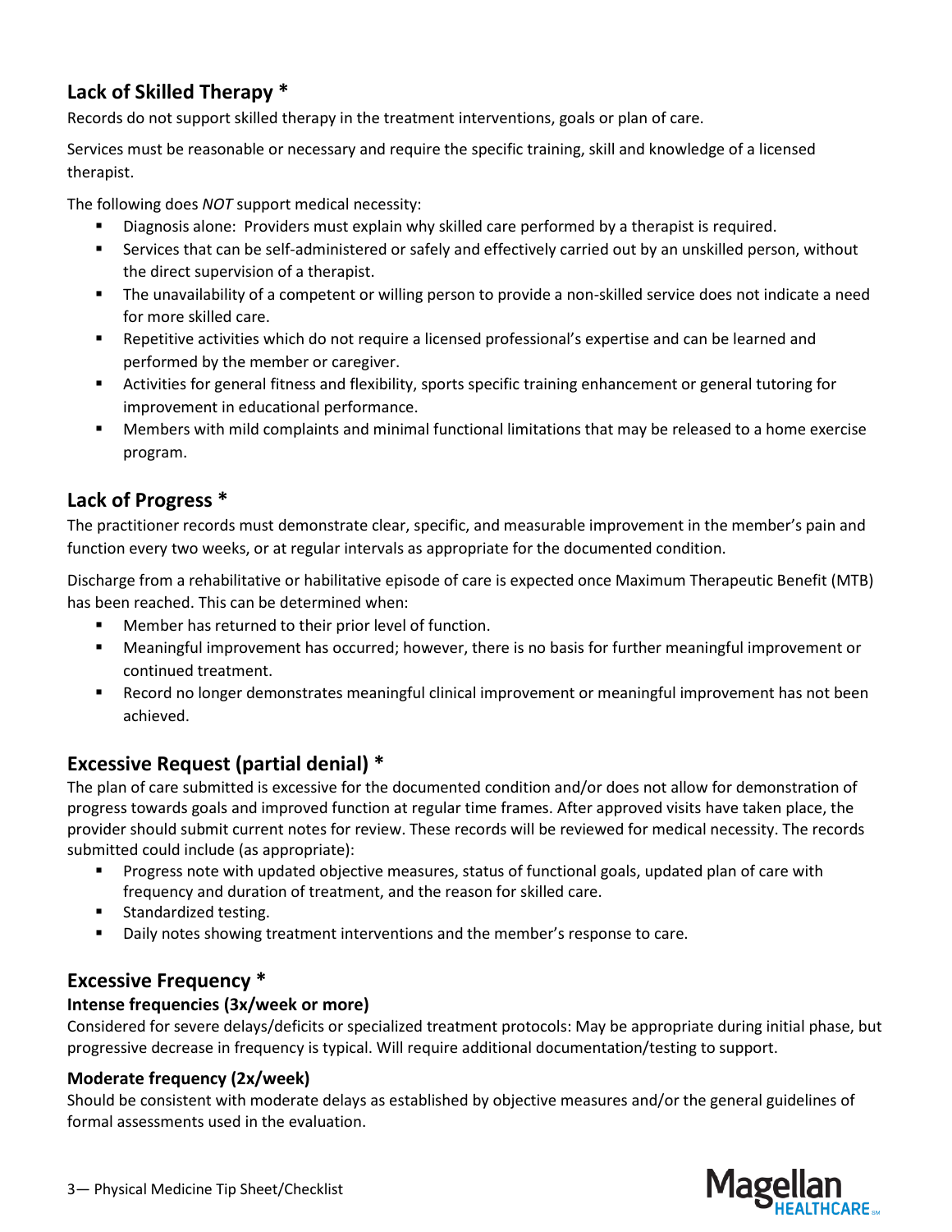## Lack of Skilled Therapy *

Records do not support skilled therapy in the treatment interventions, goals or plan of care.

Services must be reasonable or necessary and require the specific training, skill and knowledge of a licensed therapist.

The following does *NOT* support medical necessity:

- Diagnosis alone: Providers must explain why skilled care performed by a therapist is required.
- Services that can be self-administered or safely and effectively carried out by an unskilled person, without the direct supervision of a therapist.
- The unavailability of a competent or willing person to provide a non-skilled service does not indicate a need for more skilled care.
- Repetitive activities which do not require a licensed professional's expertise and can be learned and performed by the member or caregiver.
- Activities for general fitness and flexibility, sports specific training enhancement or general tutoring for improvement in educational performance.
- Members with mild complaints and minimal functional limitations that may be released to a home exercise program.

## Lack of Progress *

The practitioner records must demonstrate clear, specific, and measurable improvement in the member's pain and function every two weeks, or at regular intervals as appropriate for the documented condition.

Discharge from a rehabilitative or habilitative episode of care is expected once Maximum Therapeutic Benefit (MTB) has been reached. This can be determined when:

- Member has returned to their prior level of function.
- Meaningful improvement has occurred; however, there is no basis for further meaningful improvement or continued treatment.
- Record no longer demonstrates meaningful clinical improvement or meaningful improvement has not been achieved.

## Excessive Request (partial denial) *

The plan of care submitted is excessive for the documented condition and/or does not allow for demonstration of progress towards goals and improved function at regular time frames. After approved visits have taken place, the provider should submit current notes for review. These records will be reviewed for medical necessity. The records submitted could include (as appropriate):

- Progress note with updated objective measures, status of functional goals, updated plan of care with frequency and duration of treatment, and the reason for skilled care.
- Standardized testing.
- Daily notes showing treatment interventions and the member's response to care.

## Excessive Frequency *

### Intense frequencies (3x/week or more)

Considered for severe delays/deficits or specialized treatment protocols: May be appropriate during initial phase, but progressive decrease in frequency is typical. Will require additional documentation/testing to support.

### Moderate frequency (2x/week)

Should be consistent with moderate delays as established by objective measures and/or the general guidelines of formal assessments used in the evaluation.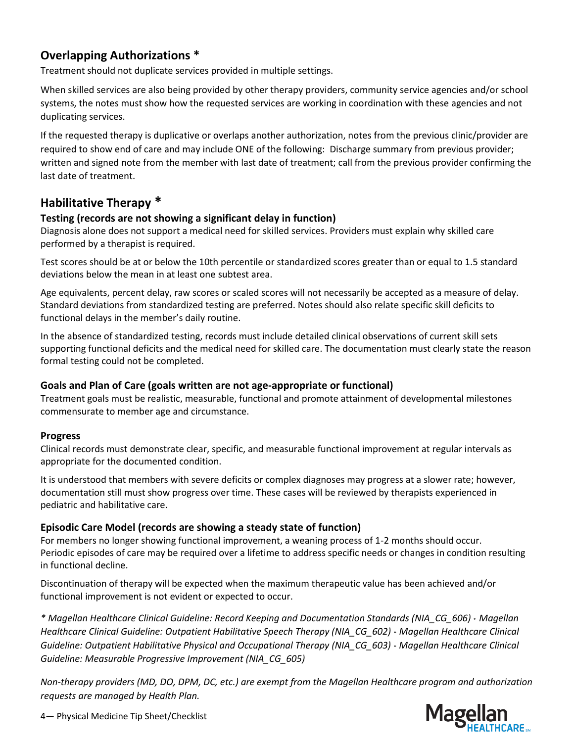## Overlapping Authorizations *

Treatment should not duplicate services provided in multiple settings.

When skilled services are also being provided by other therapy providers, community service agencies and/or school systems, the notes must show how the requested services are working in coordination with these agencies and not duplicating services.

If the requested therapy is duplicative or overlaps another authorization, notes from the previous clinic/provider are required to show end of care and may include ONE of the following: Discharge summary from previous provider; written and signed note from the member with last date of treatment; call from the previous provider confirming the last date of treatment.

## Habilitative Therapy *

### Testing (records are not showing a significant delay in function)

Diagnosis alone does not support a medical need for skilled services. Providers must explain why skilled care performed by a therapist is required.

Test scores should be at or below the 10th percentile or standardized scores greater than or equal to 1.5 standard deviations below the mean in at least one subtest area.

Age equivalents, percent delay, raw scores or scaled scores will not necessarily be accepted as a measure of delay. Standard deviations from standardized testing are preferred. Notes should also relate specific skill deficits to functional delays in the member's daily routine.

In the absence of standardized testing, records must include detailed clinical observations of current skill sets supporting functional deficits and the medical need for skilled care. The documentation must clearly state the reason formal testing could not be completed.

### Goals and Plan of Care (goals written are not age-appropriate or functional)

Treatment goals must be realistic, measurable, functional and promote attainment of developmental milestones commensurate to member age and circumstance.

### Progress

Clinical records must demonstrate clear, specific, and measurable functional improvement at regular intervals as appropriate for the documented condition.

It is understood that members with severe deficits or complex diagnoses may progress at a slower rate; however, documentation still must show progress over time. These cases will be reviewed by therapists experienced in pediatric and habilitative care.

### Episodic Care Model (records are showing a steady state of function)

For members no longer showing functional improvement, a weaning process of 1-2 months should occur. Periodic episodes of care may be required over a lifetime to address specific needs or changes in condition resulting in functional decline.

Discontinuation of therapy will be expected when the maximum therapeutic value has been achieved and/or functional improvement is not evident or expected to occur.

*\* Magellan Healthcare Clinical Guideline: Record Keeping and Documentation Standards (NIA_CG_606) • Magellan Healthcare Clinical Guideline: Outpatient Habilitative Speech Therapy (NIA_CG_602) • Magellan Healthcare Clinical Guideline: Outpatient Habilitative Physical and Occupational Therapy (NIA_CG_603) • Magellan Healthcare Clinical Guideline: Measurable Progressive Improvement (NIA_CG_605)*

*Non-therapy providers (MD, DO, DPM, DC, etc.) are exempt from the Magellan Healthcare program and authorization requests are managed by Health Plan.*